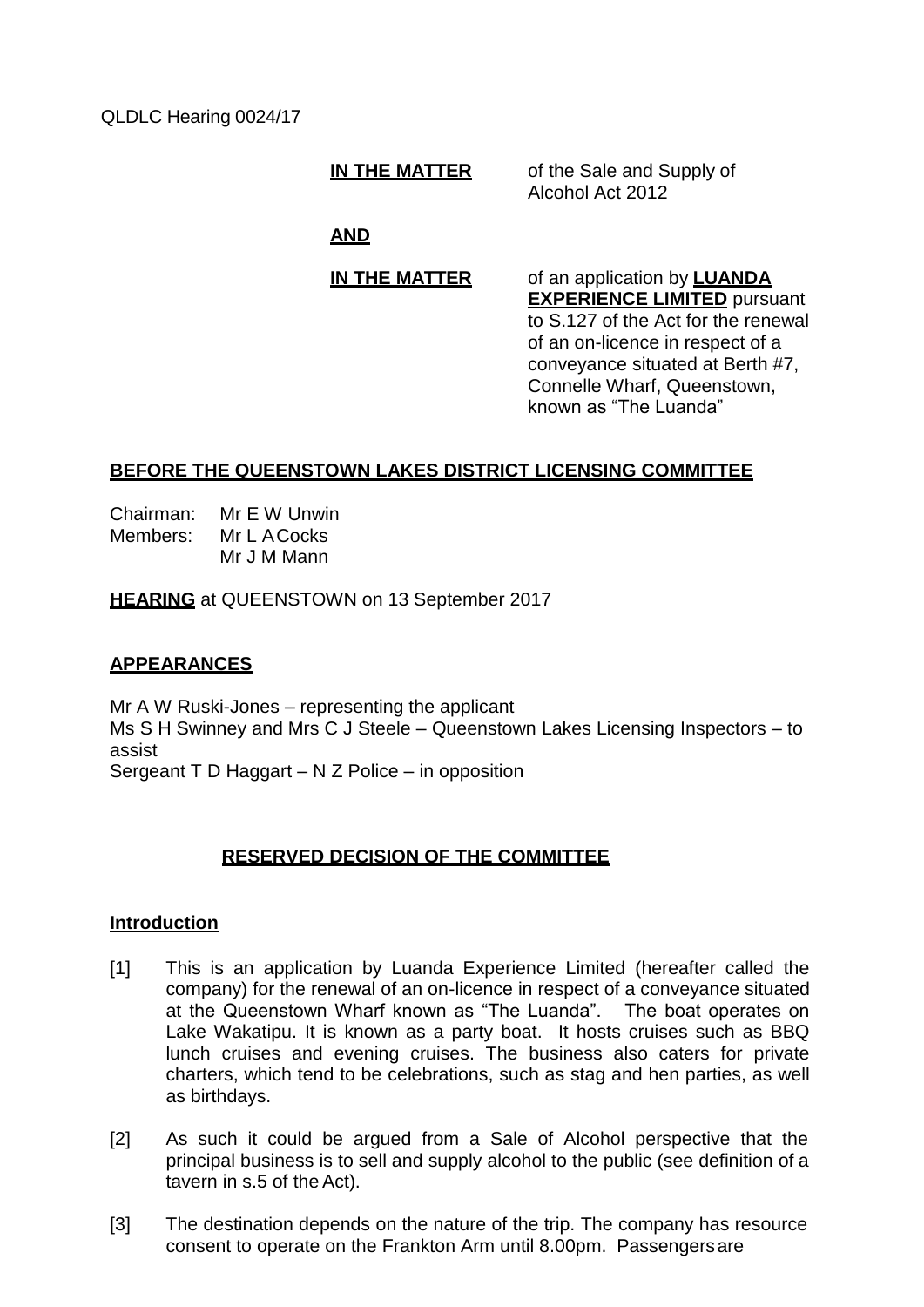QLDLC Hearing 0024/17

**IN THE MATTER** of the Sale and Supply of Alcohol Act 2012

**AND**

**IN THE MATTER** of an application by **LUANDA EXPERIENCE LIMITED** pursuant to S.127 of the Act for the renewal of an on-licence in respect of a conveyance situated at Berth #7, Connelle Wharf, Queenstown, known as "The Luanda"

**BEFORE THE QUEENSTOWN LAKES DISTRICT LICENSING COMMITTEE**

Chairman: Mr E W Unwin
Members: Mr L A Cocks
Mr J M Mann

**HEARING** at QUEENSTOWN on 13 September 2017

**APPEARANCES**

Mr A W Ruski-Jones – representing the applicant
Ms S H Swinney and Mrs C J Steele – Queenstown Lakes Licensing Inspectors – to assist
Sergeant T D Haggart – N Z Police – in opposition

**RESERVED DECISION OF THE COMMITTEE**

**Introduction**

[1] This is an application by Luanda Experience Limited (hereafter called the company) for the renewal of an on-licence in respect of a conveyance situated at the Queenstown Wharf known as "The Luanda". The boat operates on Lake Wakatipu. It is known as a party boat. It hosts cruises such as BBQ lunch cruises and evening cruises. The business also caters for private charters, which tend to be celebrations, such as stag and hen parties, as well as birthdays.

[2] As such it could be argued from a Sale of Alcohol perspective that the principal business is to sell and supply alcohol to the public (see definition of a tavern in s.5 of the Act).

[3] The destination depends on the nature of the trip. The company has resource consent to operate on the Frankton Arm until 8.00pm. Passengers are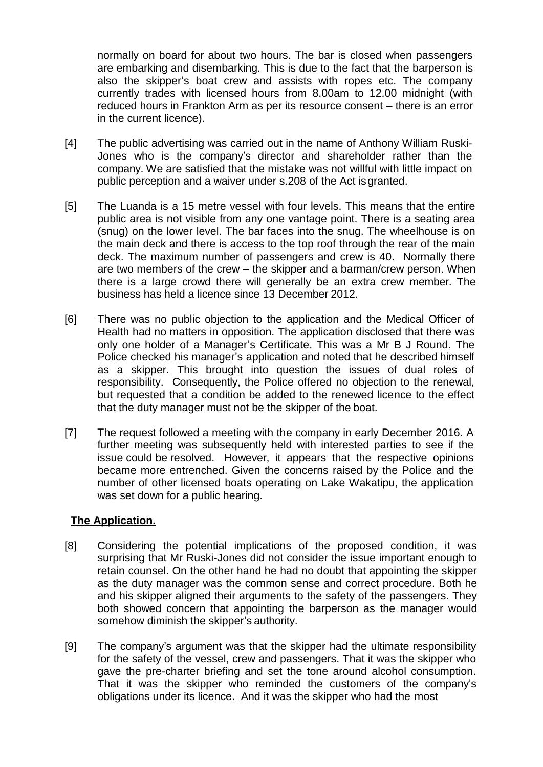normally on board for about two hours. The bar is closed when passengers are embarking and disembarking. This is due to the fact that the barperson is also the skipper's boat crew and assists with ropes etc. The company currently trades with licensed hours from 8.00am to 12.00 midnight (with reduced hours in Frankton Arm as per its resource consent – there is an error in the current licence).

[4] The public advertising was carried out in the name of Anthony William Ruski-Jones who is the company's director and shareholder rather than the company. We are satisfied that the mistake was not willful with little impact on public perception and a waiver under s.208 of the Act is granted.

[5] The Luanda is a 15 metre vessel with four levels. This means that the entire public area is not visible from any one vantage point. There is a seating area (snug) on the lower level. The bar faces into the snug. The wheelhouse is on the main deck and there is access to the top roof through the rear of the main deck. The maximum number of passengers and crew is 40. Normally there are two members of the crew – the skipper and a barman/crew person. When there is a large crowd there will generally be an extra crew member. The business has held a licence since 13 December 2012.

[6] There was no public objection to the application and the Medical Officer of Health had no matters in opposition. The application disclosed that there was only one holder of a Manager's Certificate. This was a Mr B J Round. The Police checked his manager's application and noted that he described himself as a skipper. This brought into question the issues of dual roles of responsibility. Consequently, the Police offered no objection to the renewal, but requested that a condition be added to the renewed licence to the effect that the duty manager must not be the skipper of the boat.

[7] The request followed a meeting with the company in early December 2016. A further meeting was subsequently held with interested parties to see if the issue could be resolved. However, it appears that the respective opinions became more entrenched. Given the concerns raised by the Police and the number of other licensed boats operating on Lake Wakatipu, the application was set down for a public hearing.

## The Application.

[8] Considering the potential implications of the proposed condition, it was surprising that Mr Ruski-Jones did not consider the issue important enough to retain counsel. On the other hand he had no doubt that appointing the skipper as the duty manager was the common sense and correct procedure. Both he and his skipper aligned their arguments to the safety of the passengers. They both showed concern that appointing the barperson as the manager would somehow diminish the skipper's authority.

[9] The company's argument was that the skipper had the ultimate responsibility for the safety of the vessel, crew and passengers. That it was the skipper who gave the pre-charter briefing and set the tone around alcohol consumption. That it was the skipper who reminded the customers of the company's obligations under its licence. And it was the skipper who had the most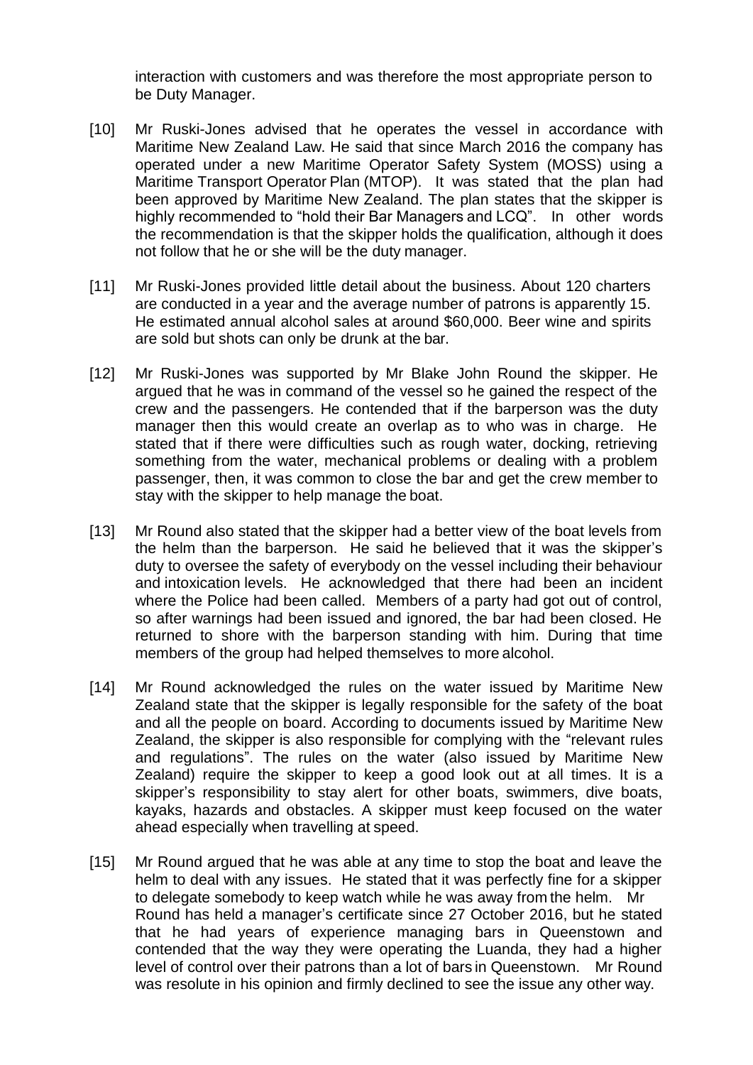interaction with customers and was therefore the most appropriate person to be Duty Manager.

[10] Mr Ruski-Jones advised that he operates the vessel in accordance with Maritime New Zealand Law. He said that since March 2016 the company has operated under a new Maritime Operator Safety System (MOSS) using a Maritime Transport Operator Plan (MTOP). It was stated that the plan had been approved by Maritime New Zealand. The plan states that the skipper is highly recommended to "hold their Bar Managers and LCQ". In other words the recommendation is that the skipper holds the qualification, although it does not follow that he or she will be the duty manager.

[11] Mr Ruski-Jones provided little detail about the business. About 120 charters are conducted in a year and the average number of patrons is apparently 15. He estimated annual alcohol sales at around $60,000. Beer wine and spirits are sold but shots can only be drunk at the bar.

[12] Mr Ruski-Jones was supported by Mr Blake John Round the skipper. He argued that he was in command of the vessel so he gained the respect of the crew and the passengers. He contended that if the barperson was the duty manager then this would create an overlap as to who was in charge. He stated that if there were difficulties such as rough water, docking, retrieving something from the water, mechanical problems or dealing with a problem passenger, then, it was common to close the bar and get the crew member to stay with the skipper to help manage the boat.

[13] Mr Round also stated that the skipper had a better view of the boat levels from the helm than the barperson. He said he believed that it was the skipper's duty to oversee the safety of everybody on the vessel including their behaviour and intoxication levels. He acknowledged that there had been an incident where the Police had been called. Members of a party had got out of control, so after warnings had been issued and ignored, the bar had been closed. He returned to shore with the barperson standing with him. During that time members of the group had helped themselves to more alcohol.

[14] Mr Round acknowledged the rules on the water issued by Maritime New Zealand state that the skipper is legally responsible for the safety of the boat and all the people on board. According to documents issued by Maritime New Zealand, the skipper is also responsible for complying with the "relevant rules and regulations". The rules on the water (also issued by Maritime New Zealand) require the skipper to keep a good look out at all times. It is a skipper's responsibility to stay alert for other boats, swimmers, dive boats, kayaks, hazards and obstacles. A skipper must keep focused on the water ahead especially when travelling at speed.

[15] Mr Round argued that he was able at any time to stop the boat and leave the helm to deal with any issues. He stated that it was perfectly fine for a skipper to delegate somebody to keep watch while he was away from the helm. Mr Round has held a manager's certificate since 27 October 2016, but he stated that he had years of experience managing bars in Queenstown and contended that the way they were operating the Luanda, they had a higher level of control over their patrons than a lot of bars in Queenstown. Mr Round was resolute in his opinion and firmly declined to see the issue any other way.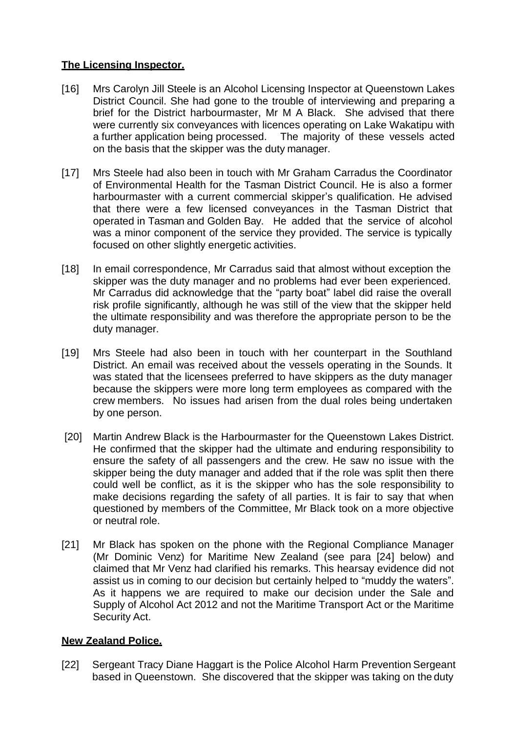## **The Licensing Inspector.**

[16] Mrs Carolyn Jill Steele is an Alcohol Licensing Inspector at Queenstown Lakes District Council. She had gone to the trouble of interviewing and preparing a brief for the District harbourmaster, Mr M A Black. She advised that there were currently six conveyances with licences operating on Lake Wakatipu with a further application being processed. The majority of these vessels acted on the basis that the skipper was the duty manager.

[17] Mrs Steele had also been in touch with Mr Graham Carradus the Coordinator of Environmental Health for the Tasman District Council. He is also a former harbourmaster with a current commercial skipper's qualification. He advised that there were a few licensed conveyances in the Tasman District that operated in Tasman and Golden Bay. He added that the service of alcohol was a minor component of the service they provided. The service is typically focused on other slightly energetic activities.

[18] In email correspondence, Mr Carradus said that almost without exception the skipper was the duty manager and no problems had ever been experienced. Mr Carradus did acknowledge that the "party boat" label did raise the overall risk profile significantly, although he was still of the view that the skipper held the ultimate responsibility and was therefore the appropriate person to be the duty manager.

[19] Mrs Steele had also been in touch with her counterpart in the Southland District. An email was received about the vessels operating in the Sounds. It was stated that the licensees preferred to have skippers as the duty manager because the skippers were more long term employees as compared with the crew members. No issues had arisen from the dual roles being undertaken by one person.

[20] Martin Andrew Black is the Harbourmaster for the Queenstown Lakes District. He confirmed that the skipper had the ultimate and enduring responsibility to ensure the safety of all passengers and the crew. He saw no issue with the skipper being the duty manager and added that if the role was split then there could well be conflict, as it is the skipper who has the sole responsibility to make decisions regarding the safety of all parties. It is fair to say that when questioned by members of the Committee, Mr Black took on a more objective or neutral role.

[21] Mr Black has spoken on the phone with the Regional Compliance Manager (Mr Dominic Venz) for Maritime New Zealand (see para [24] below) and claimed that Mr Venz had clarified his remarks. This hearsay evidence did not assist us in coming to our decision but certainly helped to "muddy the waters". As it happens we are required to make our decision under the Sale and Supply of Alcohol Act 2012 and not the Maritime Transport Act or the Maritime Security Act.

## **New Zealand Police.**

[22] Sergeant Tracy Diane Haggart is the Police Alcohol Harm Prevention Sergeant based in Queenstown. She discovered that the skipper was taking on the duty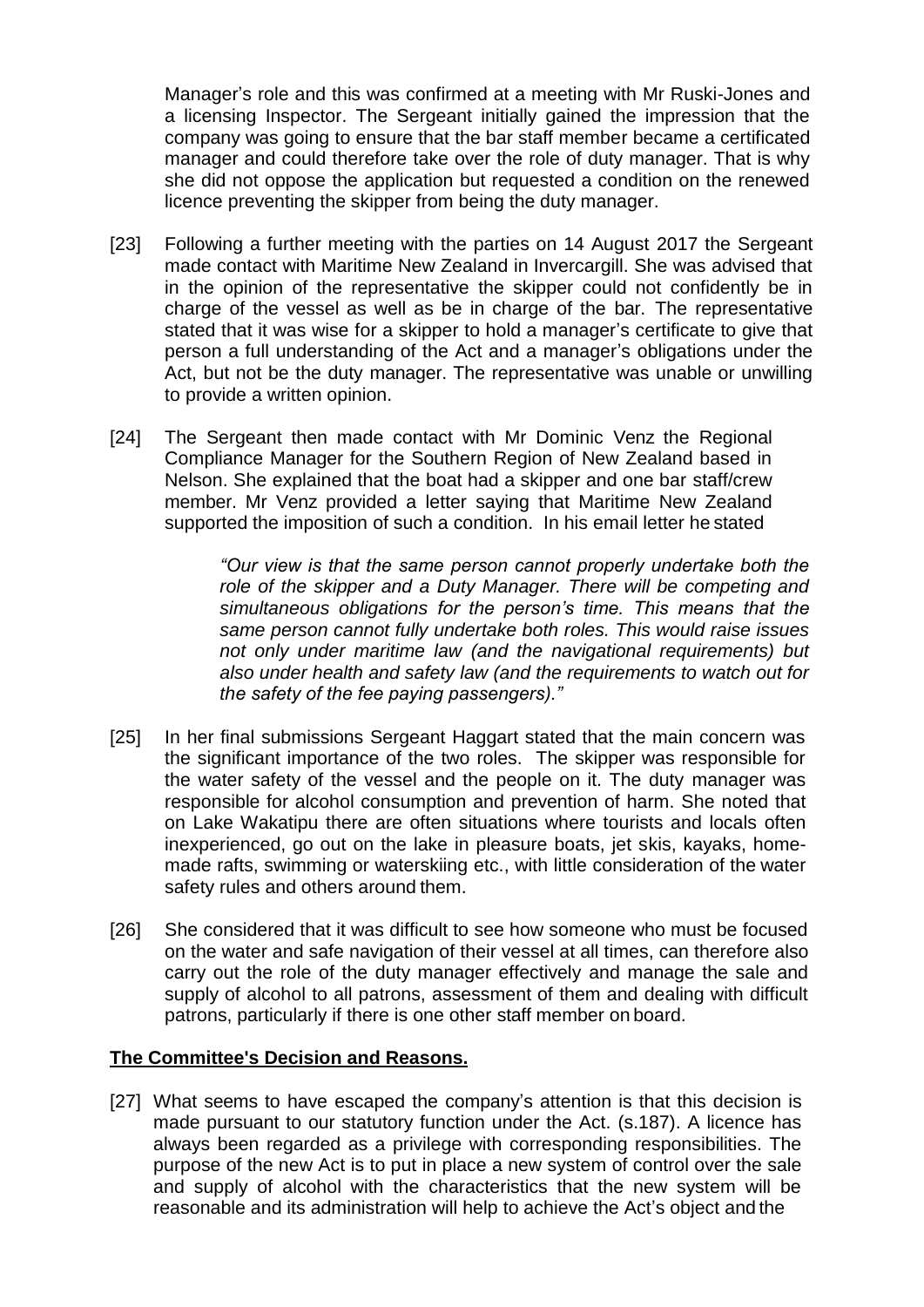Manager's role and this was confirmed at a meeting with Mr Ruski-Jones and a licensing Inspector. The Sergeant initially gained the impression that the company was going to ensure that the bar staff member became a certificated manager and could therefore take over the role of duty manager. That is why she did not oppose the application but requested a condition on the renewed licence preventing the skipper from being the duty manager.

[23] Following a further meeting with the parties on 14 August 2017 the Sergeant made contact with Maritime New Zealand in Invercargill. She was advised that in the opinion of the representative the skipper could not confidently be in charge of the vessel as well as be in charge of the bar. The representative stated that it was wise for a skipper to hold a manager's certificate to give that person a full understanding of the Act and a manager's obligations under the Act, but not be the duty manager. The representative was unable or unwilling to provide a written opinion.

[24] The Sergeant then made contact with Mr Dominic Venz the Regional Compliance Manager for the Southern Region of New Zealand based in Nelson. She explained that the boat had a skipper and one bar staff/crew member. Mr Venz provided a letter saying that Maritime New Zealand supported the imposition of such a condition. In his email letter he stated

> *"Our view is that the same person cannot properly undertake both the role of the skipper and a Duty Manager. There will be competing and simultaneous obligations for the person's time. This means that the same person cannot fully undertake both roles. This would raise issues not only under maritime law (and the navigational requirements) but also under health and safety law (and the requirements to watch out for the safety of the fee paying passengers)."*

[25] In her final submissions Sergeant Haggart stated that the main concern was the significant importance of the two roles. The skipper was responsible for the water safety of the vessel and the people on it. The duty manager was responsible for alcohol consumption and prevention of harm. She noted that on Lake Wakatipu there are often situations where tourists and locals often inexperienced, go out on the lake in pleasure boats, jet skis, kayaks, home-made rafts, swimming or waterskiing etc., with little consideration of the water safety rules and others around them.

[26] She considered that it was difficult to see how someone who must be focused on the water and safe navigation of their vessel at all times, can therefore also carry out the role of the duty manager effectively and manage the sale and supply of alcohol to all patrons, assessment of them and dealing with difficult patrons, particularly if there is one other staff member on board.

## **The Committee's Decision and Reasons.**

[27] What seems to have escaped the company's attention is that this decision is made pursuant to our statutory function under the Act. (s.187). A licence has always been regarded as a privilege with corresponding responsibilities. The purpose of the new Act is to put in place a new system of control over the sale and supply of alcohol with the characteristics that the new system will be reasonable and its administration will help to achieve the Act's object and the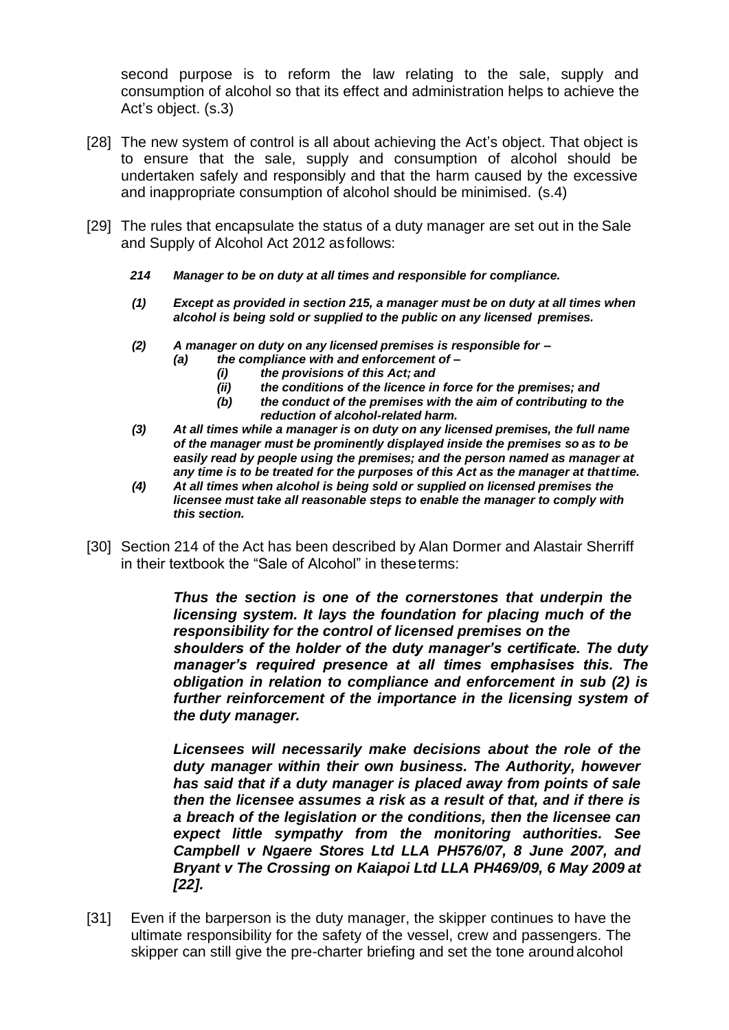second purpose is to reform the law relating to the sale, supply and consumption of alcohol so that its effect and administration helps to achieve the Act's object. (s.3)

[28] The new system of control is all about achieving the Act's object. That object is to ensure that the sale, supply and consumption of alcohol should be undertaken safely and responsibly and that the harm caused by the excessive and inappropriate consumption of alcohol should be minimised. (s.4)

[29] The rules that encapsulate the status of a duty manager are set out in the Sale and Supply of Alcohol Act 2012 as follows:

> ***214 Manager to be on duty at all times and responsible for compliance.***
>
> ***(1) Except as provided in section 215, a manager must be on duty at all times when alcohol is being sold or supplied to the public on any licensed premises.***
>
> ***(2) A manager on duty on any licensed premises is responsible for –***
> ***(a) the compliance with and enforcement of –***
> ***(i) the provisions of this Act; and***
> ***(ii) the conditions of the licence in force for the premises; and***
> ***(b) the conduct of the premises with the aim of contributing to the reduction of alcohol-related harm.***
>
> ***(3) At all times while a manager is on duty on any licensed premises, the full name of the manager must be prominently displayed inside the premises so as to be easily read by people using the premises; and the person named as manager at any time is to be treated for the purposes of this Act as the manager at that time.***
>
> ***(4) At all times when alcohol is being sold or supplied on licensed premises the licensee must take all reasonable steps to enable the manager to comply with this section.***

[30] Section 214 of the Act has been described by Alan Dormer and Alastair Sherriff in their textbook the "Sale of Alcohol" in these terms:

> ***Thus the section is one of the cornerstones that underpin the licensing system. It lays the foundation for placing much of the responsibility for the control of licensed premises on the shoulders of the holder of the duty manager's certificate. The duty manager's required presence at all times emphasises this. The obligation in relation to compliance and enforcement in sub (2) is further reinforcement of the importance in the licensing system of the duty manager.***
>
> ***Licensees will necessarily make decisions about the role of the duty manager within their own business. The Authority, however has said that if a duty manager is placed away from points of sale then the licensee assumes a risk as a result of that, and if there is a breach of the legislation or the conditions, then the licensee can expect little sympathy from the monitoring authorities. See Campbell v Ngaere Stores Ltd LLA PH576/07, 8 June 2007, and Bryant v The Crossing on Kaiapoi Ltd LLA PH469/09, 6 May 2009 at [22].***

[31] Even if the barperson is the duty manager, the skipper continues to have the ultimate responsibility for the safety of the vessel, crew and passengers. The skipper can still give the pre-charter briefing and set the tone around alcohol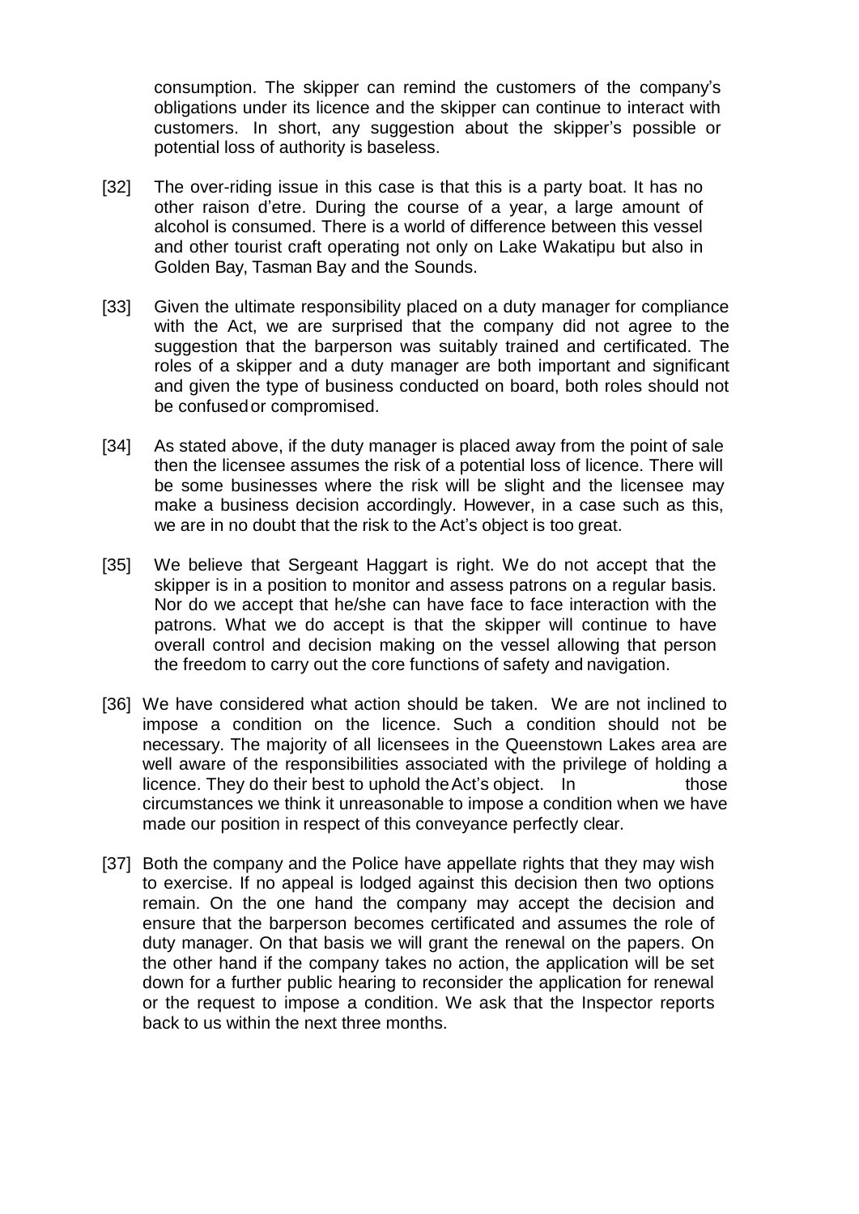consumption. The skipper can remind the customers of the company's obligations under its licence and the skipper can continue to interact with customers. In short, any suggestion about the skipper's possible or potential loss of authority is baseless.

[32] The over-riding issue in this case is that this is a party boat. It has no other raison d'etre. During the course of a year, a large amount of alcohol is consumed. There is a world of difference between this vessel and other tourist craft operating not only on Lake Wakatipu but also in Golden Bay, Tasman Bay and the Sounds.

[33] Given the ultimate responsibility placed on a duty manager for compliance with the Act, we are surprised that the company did not agree to the suggestion that the barperson was suitably trained and certificated. The roles of a skipper and a duty manager are both important and significant and given the type of business conducted on board, both roles should not be confused or compromised.

[34] As stated above, if the duty manager is placed away from the point of sale then the licensee assumes the risk of a potential loss of licence. There will be some businesses where the risk will be slight and the licensee may make a business decision accordingly. However, in a case such as this, we are in no doubt that the risk to the Act's object is too great.

[35] We believe that Sergeant Haggart is right. We do not accept that the skipper is in a position to monitor and assess patrons on a regular basis. Nor do we accept that he/she can have face to face interaction with the patrons. What we do accept is that the skipper will continue to have overall control and decision making on the vessel allowing that person the freedom to carry out the core functions of safety and navigation.

[36] We have considered what action should be taken. We are not inclined to impose a condition on the licence. Such a condition should not be necessary. The majority of all licensees in the Queenstown Lakes area are well aware of the responsibilities associated with the privilege of holding a licence. They do their best to uphold the Act's object. In those circumstances we think it unreasonable to impose a condition when we have made our position in respect of this conveyance perfectly clear.

[37] Both the company and the Police have appellate rights that they may wish to exercise. If no appeal is lodged against this decision then two options remain. On the one hand the company may accept the decision and ensure that the barperson becomes certificated and assumes the role of duty manager. On that basis we will grant the renewal on the papers. On the other hand if the company takes no action, the application will be set down for a further public hearing to reconsider the application for renewal or the request to impose a condition. We ask that the Inspector reports back to us within the next three months.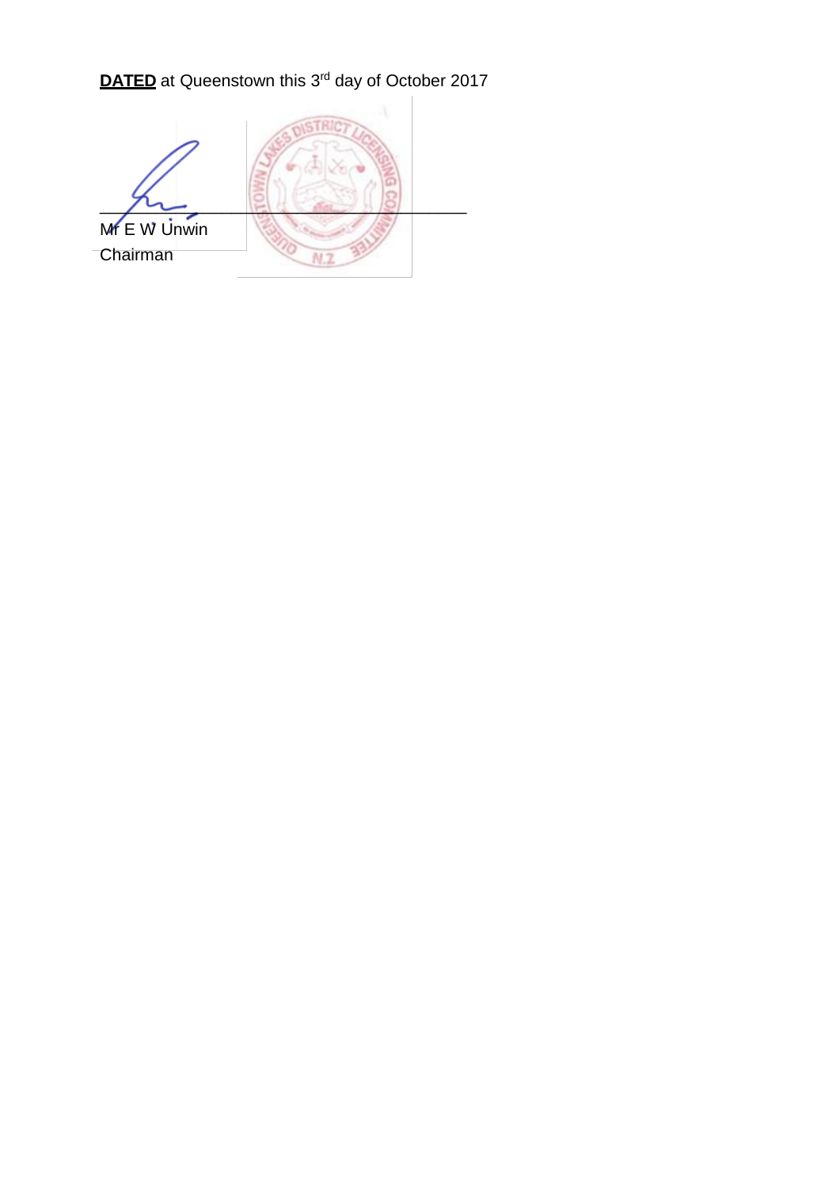**DATED** at Queenstown this 3rd day of October 2017

Mr E W Unwin
Chairman